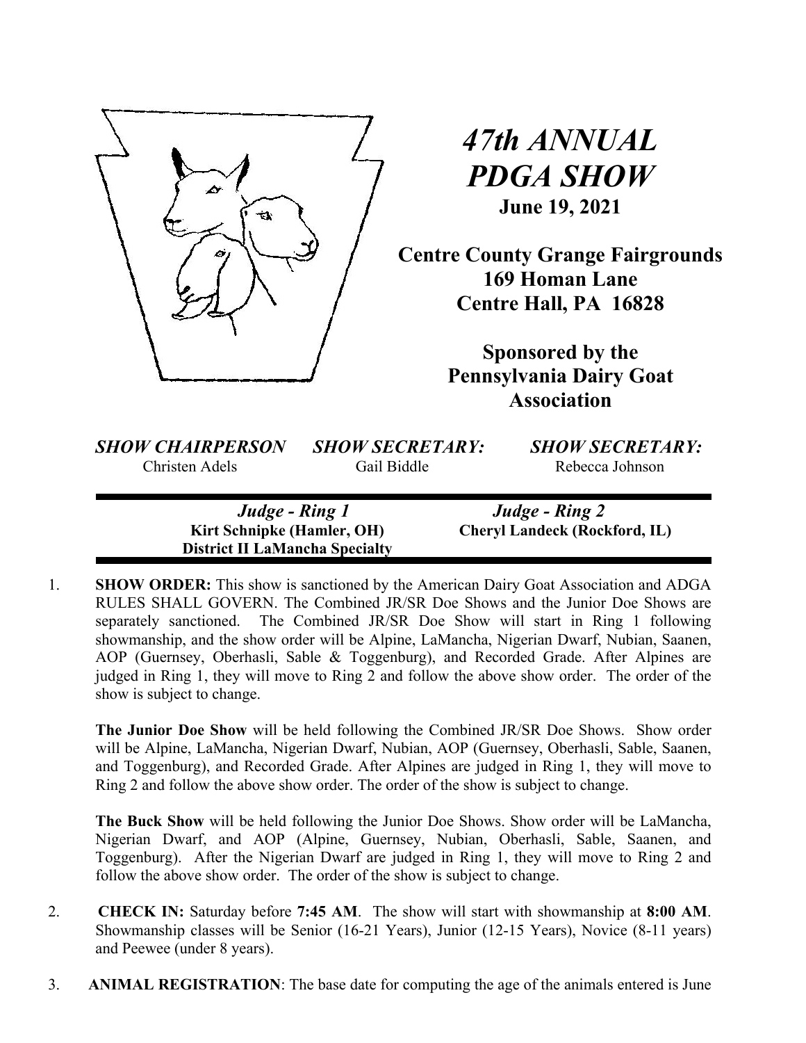# *47th ANNUAL PDGA SHOW*

**June 19, 2021**

**Centre County Grange Fairgrounds**
**169 Homan Lane**
**Centre Hall, PA 16828**

**Sponsored by the**
**Pennsylvania Dairy Goat**
**Association**

| *SHOW CHAIRPERSON* | *SHOW SECRETARY:* | *SHOW SECRETARY:* |
|---|---|---|
| Christen Adels | Gail Biddle | Rebecca Johnson |

| *Judge - Ring 1* | *Judge - Ring 2* |
|---|---|
| **Kirt Schnipke (Hamler, OH)** | **Cheryl Landeck (Rockford, IL)** |
| **District II LaMancha Specialty** | |

1. **SHOW ORDER:** This show is sanctioned by the American Dairy Goat Association and ADGA RULES SHALL GOVERN. The Combined JR/SR Doe Shows and the Junior Doe Shows are separately sanctioned. The Combined JR/SR Doe Show will start in Ring 1 following showmanship, and the show order will be Alpine, LaMancha, Nigerian Dwarf, Nubian, Saanen, AOP (Guernsey, Oberhasli, Sable & Toggenburg), and Recorded Grade. After Alpines are judged in Ring 1, they will move to Ring 2 and follow the above show order. The order of the show is subject to change.

   **The Junior Doe Show** will be held following the Combined JR/SR Doe Shows. Show order will be Alpine, LaMancha, Nigerian Dwarf, Nubian, AOP (Guernsey, Oberhasli, Sable, Saanen, and Toggenburg), and Recorded Grade. After Alpines are judged in Ring 1, they will move to Ring 2 and follow the above show order. The order of the show is subject to change.

   **The Buck Show** will be held following the Junior Doe Shows. Show order will be LaMancha, Nigerian Dwarf, and AOP (Alpine, Guernsey, Nubian, Oberhasli, Sable, Saanen, and Toggenburg). After the Nigerian Dwarf are judged in Ring 1, they will move to Ring 2 and follow the above show order. The order of the show is subject to change.

2. **CHECK IN:** Saturday before **7:45 AM**. The show will start with showmanship at **8:00 AM**. Showmanship classes will be Senior (16-21 Years), Junior (12-15 Years), Novice (8-11 years) and Peewee (under 8 years).

3. **ANIMAL REGISTRATION**: The base date for computing the age of the animals entered is June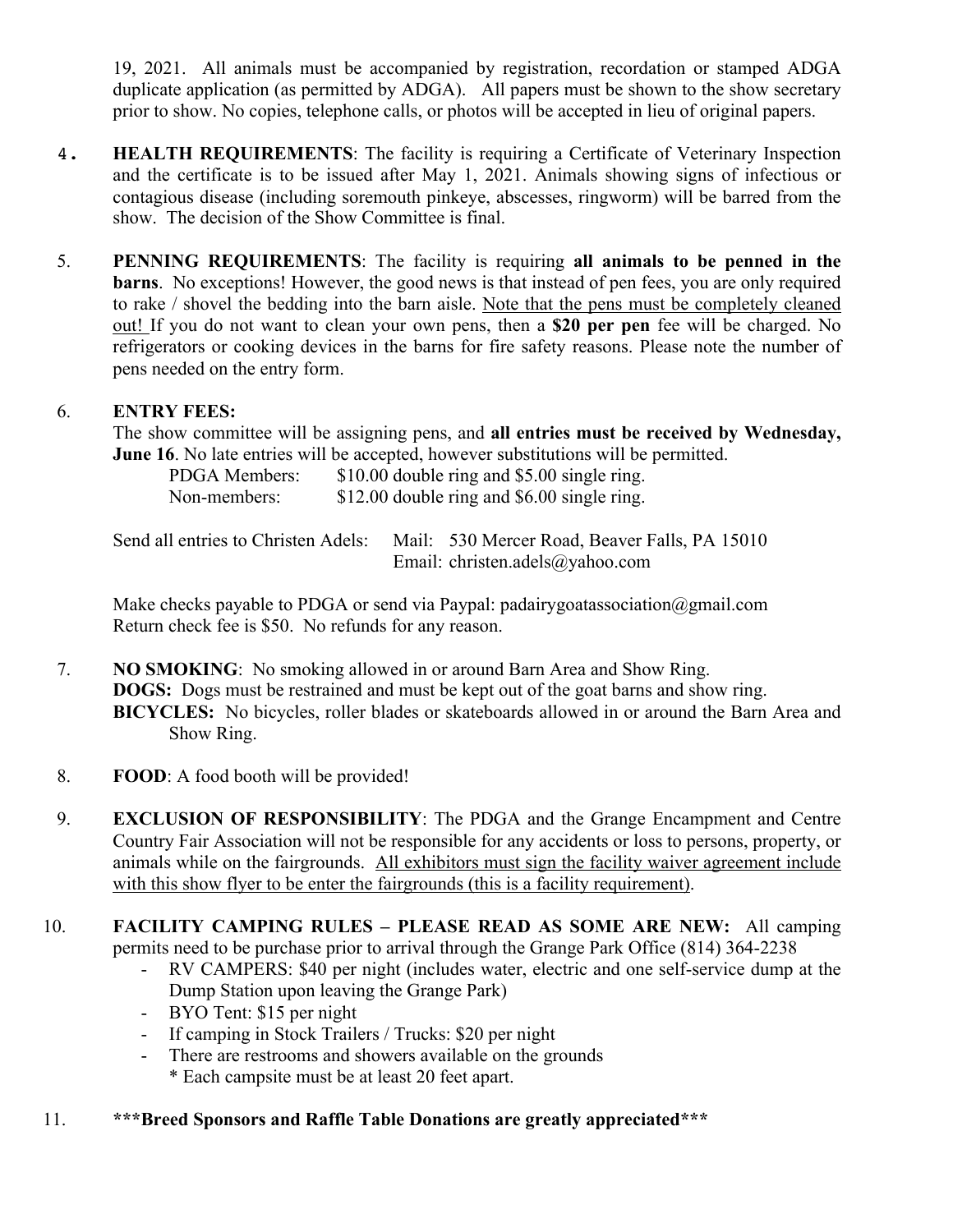19, 2021. All animals must be accompanied by registration, recordation or stamped ADGA duplicate application (as permitted by ADGA). All papers must be shown to the show secretary prior to show. No copies, telephone calls, or photos will be accepted in lieu of original papers.

4. **HEALTH REQUIREMENTS**: The facility is requiring a Certificate of Veterinary Inspection and the certificate is to be issued after May 1, 2021. Animals showing signs of infectious or contagious disease (including soremouth pinkeye, abscesses, ringworm) will be barred from the show. The decision of the Show Committee is final.

5. **PENNING REQUIREMENTS**: The facility is requiring **all animals to be penned in the barns**. No exceptions! However, the good news is that instead of pen fees, you are only required to rake / shovel the bedding into the barn aisle. Note that the pens must be completely cleaned out! If you do not want to clean your own pens, then a **$20 per pen** fee will be charged. No refrigerators or cooking devices in the barns for fire safety reasons. Please note the number of pens needed on the entry form.

6. **ENTRY FEES:**
   The show committee will be assigning pens, and **all entries must be received by Wednesday, June 16**. No late entries will be accepted, however substitutions will be permitted.

   PDGA Members: $10.00 double ring and $5.00 single ring.
   Non-members: $12.00 double ring and $6.00 single ring.

   Send all entries to Christen Adels: Mail: 530 Mercer Road, Beaver Falls, PA 15010
   Email: christen.adels@yahoo.com

   Make checks payable to PDGA or send via Paypal: padairygoatassociation@gmail.com
   Return check fee is $50. No refunds for any reason.

7. **NO SMOKING**: No smoking allowed in or around Barn Area and Show Ring.
   **DOGS:** Dogs must be restrained and must be kept out of the goat barns and show ring.
   **BICYCLES:** No bicycles, roller blades or skateboards allowed in or around the Barn Area and Show Ring.

8. **FOOD**: A food booth will be provided!

9. **EXCLUSION OF RESPONSIBILITY**: The PDGA and the Grange Encampment and Centre Country Fair Association will not be responsible for any accidents or loss to persons, property, or animals while on the fairgrounds. All exhibitors must sign the facility waiver agreement include with this show flyer to be enter the fairgrounds (this is a facility requirement).

10. **FACILITY CAMPING RULES – PLEASE READ AS SOME ARE NEW:** All camping permits need to be purchase prior to arrival through the Grange Park Office (814) 364-2238
    - RV CAMPERS: $40 per night (includes water, electric and one self-service dump at the Dump Station upon leaving the Grange Park)
    - BYO Tent: $15 per night
    - If camping in Stock Trailers / Trucks: $20 per night
    - There are restrooms and showers available on the grounds
      * Each campsite must be at least 20 feet apart.

11. **\*\*\*Breed Sponsors and Raffle Table Donations are greatly appreciated\*\*\***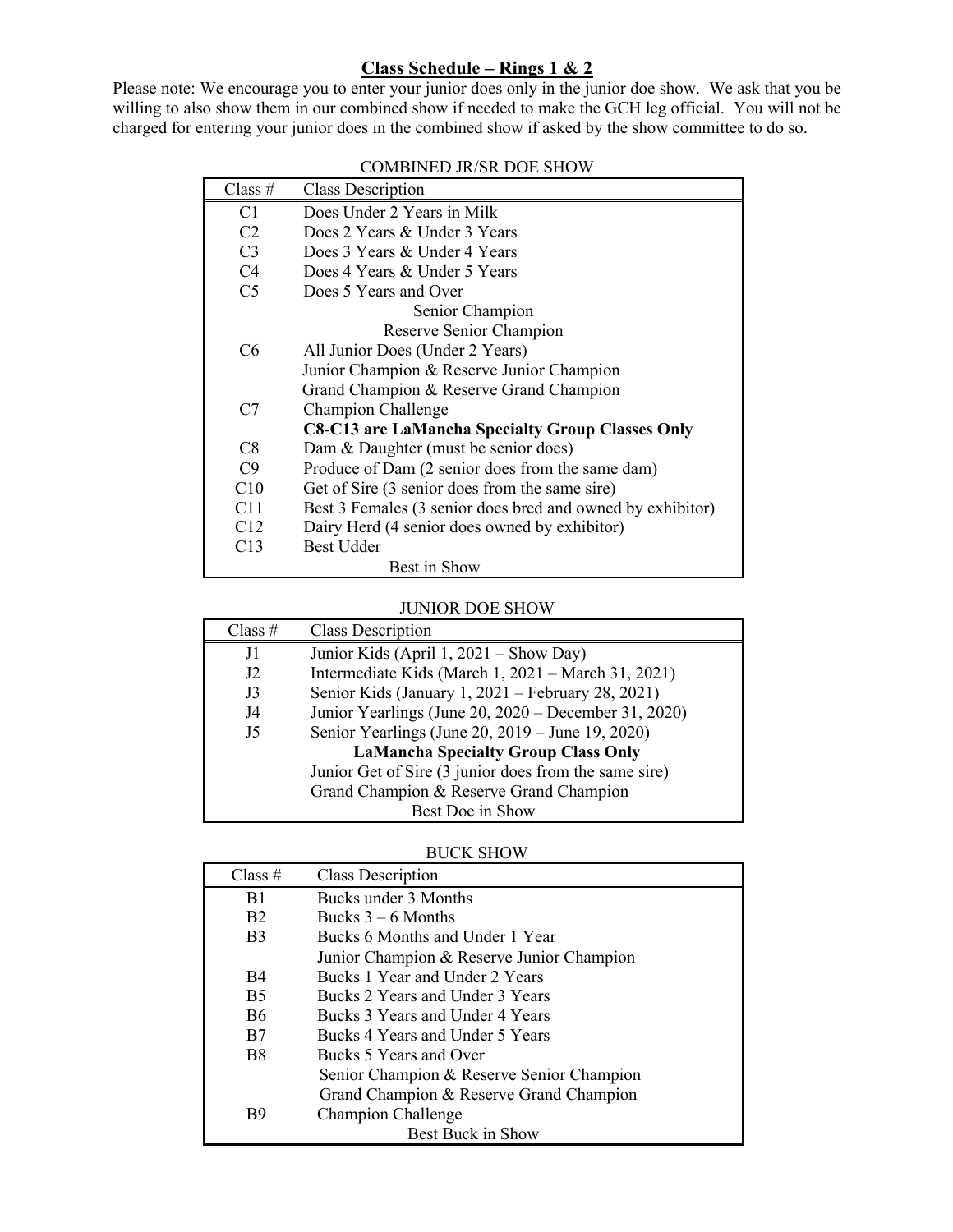## Class Schedule – Rings 1 & 2

Please note: We encourage you to enter your junior does only in the junior doe show. We ask that you be willing to also show them in our combined show if needed to make the GCH leg official. You will not be charged for entering your junior does in the combined show if asked by the show committee to do so.

COMBINED JR/SR DOE SHOW

| Class # | Class Description |
|---|---|
| C1 | Does Under 2 Years in Milk |
| C2 | Does 2 Years & Under 3 Years |
| C3 | Does 3 Years & Under 4 Years |
| C4 | Does 4 Years & Under 5 Years |
| C5 | Does 5 Years and Over |
| | Senior Champion |
| | Reserve Senior Champion |
| C6 | All Junior Does (Under 2 Years) |
| | Junior Champion & Reserve Junior Champion |
| | Grand Champion & Reserve Grand Champion |
| C7 | Champion Challenge |
| | **C8-C13 are LaMancha Specialty Group Classes Only** |
| C8 | Dam & Daughter (must be senior does) |
| C9 | Produce of Dam (2 senior does from the same dam) |
| C10 | Get of Sire (3 senior does from the same sire) |
| C11 | Best 3 Females (3 senior does bred and owned by exhibitor) |
| C12 | Dairy Herd (4 senior does owned by exhibitor) |
| C13 | Best Udder |
| | Best in Show |

JUNIOR DOE SHOW

| Class # | Class Description |
|---|---|
| J1 | Junior Kids (April 1, 2021 – Show Day) |
| J2 | Intermediate Kids (March 1, 2021 – March 31, 2021) |
| J3 | Senior Kids (January 1, 2021 – February 28, 2021) |
| J4 | Junior Yearlings (June 20, 2020 – December 31, 2020) |
| J5 | Senior Yearlings (June 20, 2019 – June 19, 2020) |
| | **LaMancha Specialty Group Class Only** |
| | Junior Get of Sire (3 junior does from the same sire) |
| | Grand Champion & Reserve Grand Champion |
| | Best Doe in Show |

BUCK SHOW

| Class # | Class Description |
|---|---|
| B1 | Bucks under 3 Months |
| B2 | Bucks 3 – 6 Months |
| B3 | Bucks 6 Months and Under 1 Year |
| | Junior Champion & Reserve Junior Champion |
| B4 | Bucks 1 Year and Under 2 Years |
| B5 | Bucks 2 Years and Under 3 Years |
| B6 | Bucks 3 Years and Under 4 Years |
| B7 | Bucks 4 Years and Under 5 Years |
| B8 | Bucks 5 Years and Over |
| | Senior Champion & Reserve Senior Champion |
| | Grand Champion & Reserve Grand Champion |
| B9 | Champion Challenge |
| | Best Buck in Show |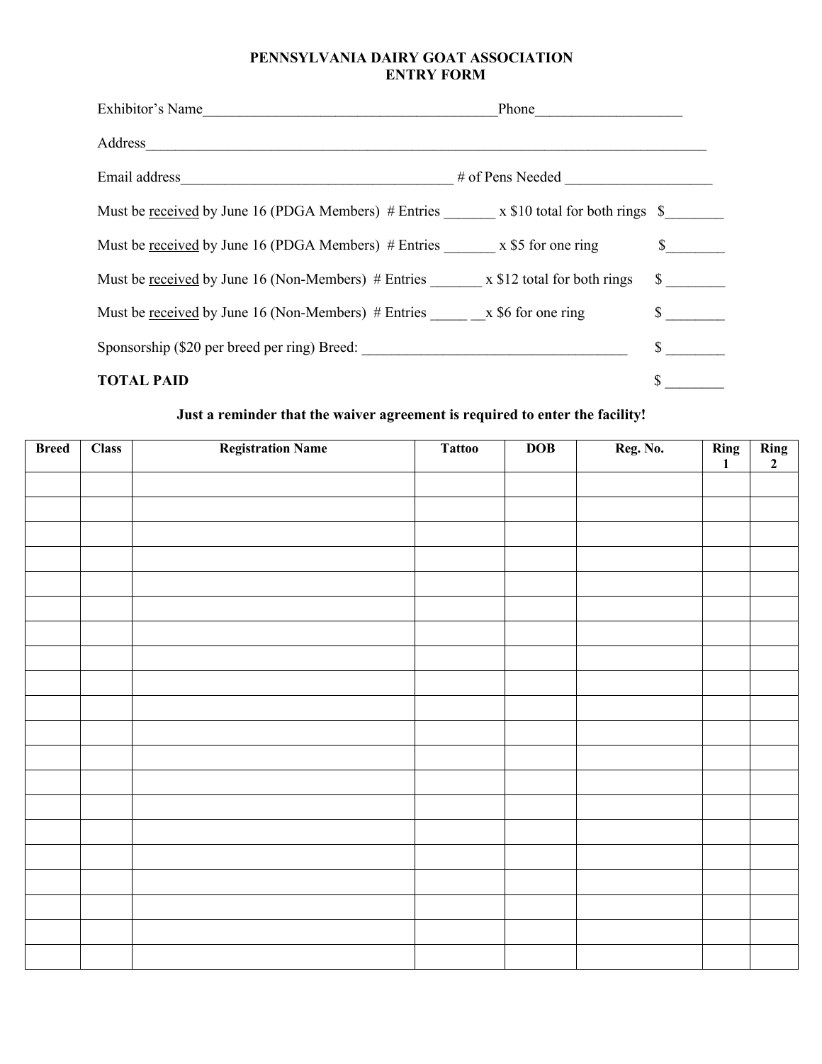# PENNSYLVANIA DAIRY GOAT ASSOCIATION
## ENTRY FORM

Exhibitor's Name_______________________________________Phone___________________

Address___________________________________________________________________________

Email address____________________________________ # of Pens Needed ___________________

Must be received by June 16 (PDGA Members) # Entries _______ x $10 total for both rings $________

Must be received by June 16 (PDGA Members) # Entries _______ x $5 for one ring $________

Must be received by June 16 (Non-Members) # Entries _______ x $12 total for both rings $ ________

Must be received by June 16 (Non-Members) # Entries _____ __x $6 for one ring $ ________

Sponsorship ($20 per breed per ring) Breed: ___________________________________ $ ________

**TOTAL PAID** $ ________

**Just a reminder that the waiver agreement is required to enter the facility!**

| Breed | Class | Registration Name | Tattoo | DOB | Reg. No. | Ring 1 | Ring 2 |
|---|---|---|---|---|---|---|---|
| | | | | | | | |
| | | | | | | | |
| | | | | | | | |
| | | | | | | | |
| | | | | | | | |
| | | | | | | | |
| | | | | | | | |
| | | | | | | | |
| | | | | | | | |
| | | | | | | | |
| | | | | | | | |
| | | | | | | | |
| | | | | | | | |
| | | | | | | | |
| | | | | | | | |
| | | | | | | | |
| | | | | | | | |
| | | | | | | | |
| | | | | | | | |
| | | | | | | | |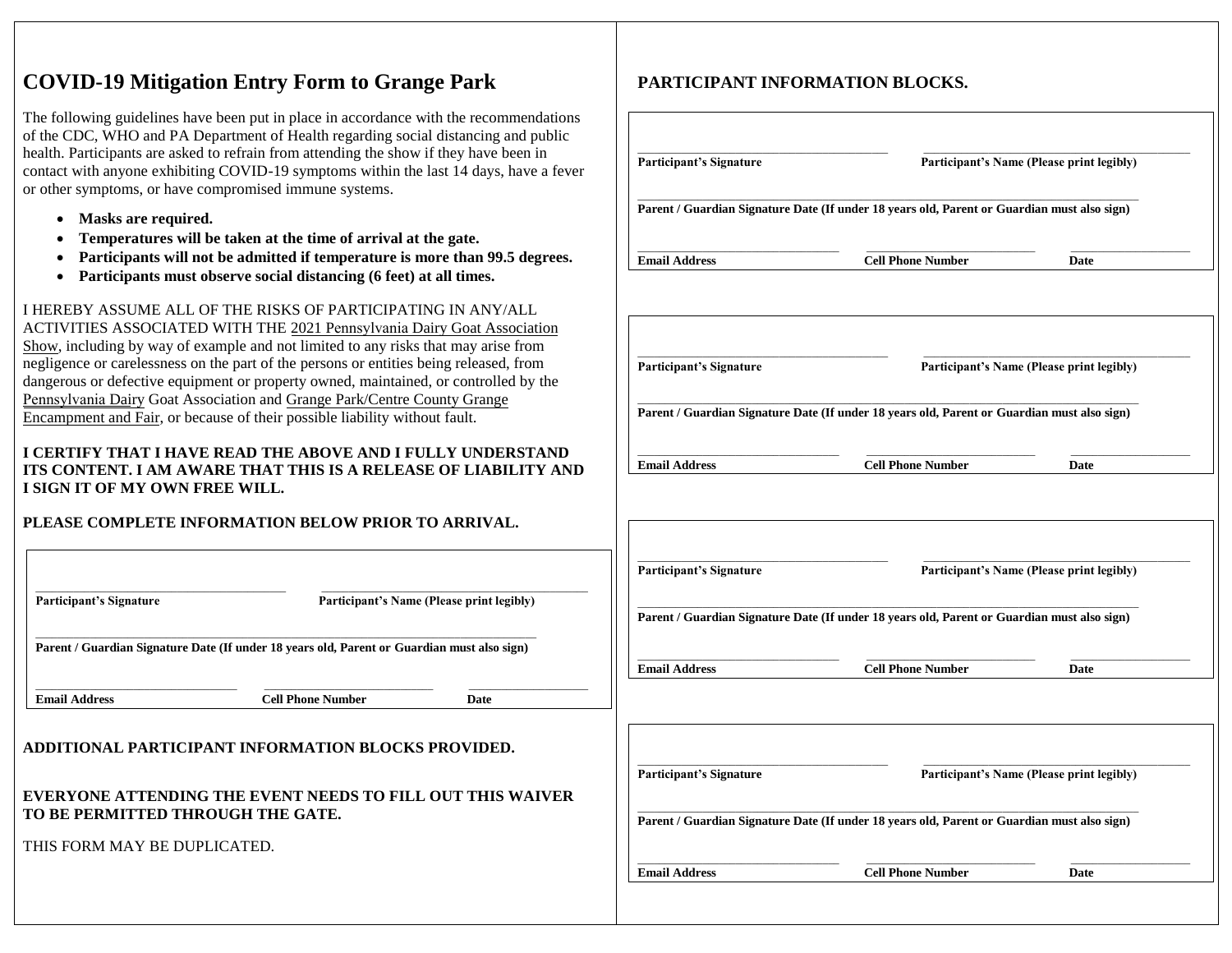# COVID-19 Mitigation Entry Form to Grange Park

The following guidelines have been put in place in accordance with the recommendations of the CDC, WHO and PA Department of Health regarding social distancing and public health. Participants are asked to refrain from attending the show if they have been in contact with anyone exhibiting COVID-19 symptoms within the last 14 days, have a fever or other symptoms, or have compromised immune systems.

- **Masks are required.**
- **Temperatures will be taken at the time of arrival at the gate.**
- **Participants will not be admitted if temperature is more than 99.5 degrees.**
- **Participants must observe social distancing (6 feet) at all times.**

I HEREBY ASSUME ALL OF THE RISKS OF PARTICIPATING IN ANY/ALL ACTIVITIES ASSOCIATED WITH THE 2021 Pennsylvania Dairy Goat Association Show, including by way of example and not limited to any risks that may arise from negligence or carelessness on the part of the persons or entities being released, from dangerous or defective equipment or property owned, maintained, or controlled by the Pennsylvania Dairy Goat Association and Grange Park/Centre County Grange Encampment and Fair, or because of their possible liability without fault.

**I CERTIFY THAT I HAVE READ THE ABOVE AND I FULLY UNDERSTAND ITS CONTENT. I AM AWARE THAT THIS IS A RELEASE OF LIABILITY AND I SIGN IT OF MY OWN FREE WILL.**

**PLEASE COMPLETE INFORMATION BELOW PRIOR TO ARRIVAL.**

______________________ ______________________
**Participant's Signature** **Participant's Name (Please print legibly)**

______________________________________________
**Parent / Guardian Signature Date (If under 18 years old, Parent or Guardian must also sign)**

______________ ______________ ______________
**Email Address** **Cell Phone Number** **Date**

**ADDITIONAL PARTICIPANT INFORMATION BLOCKS PROVIDED.**

**EVERYONE ATTENDING THE EVENT NEEDS TO FILL OUT THIS WAIVER TO BE PERMITTED THROUGH THE GATE.**

THIS FORM MAY BE DUPLICATED.

## PARTICIPANT INFORMATION BLOCKS.

______________________ ______________________
**Participant's Signature** **Participant's Name (Please print legibly)**

______________________________________________
**Parent / Guardian Signature Date (If under 18 years old, Parent or Guardian must also sign)**

______________ ______________ ______________
**Email Address** **Cell Phone Number** **Date**

______________________ ______________________
**Participant's Signature** **Participant's Name (Please print legibly)**

______________________________________________
**Parent / Guardian Signature Date (If under 18 years old, Parent or Guardian must also sign)**

______________ ______________ ______________
**Email Address** **Cell Phone Number** **Date**

______________________ ______________________
**Participant's Signature** **Participant's Name (Please print legibly)**

______________________________________________
**Parent / Guardian Signature Date (If under 18 years old, Parent or Guardian must also sign)**

______________ ______________ ______________
**Email Address** **Cell Phone Number** **Date**

______________________ ______________________
**Participant's Signature** **Participant's Name (Please print legibly)**

______________________________________________
**Parent / Guardian Signature Date (If under 18 years old, Parent or Guardian must also sign)**

______________ ______________ ______________
**Email Address** **Cell Phone Number** **Date**